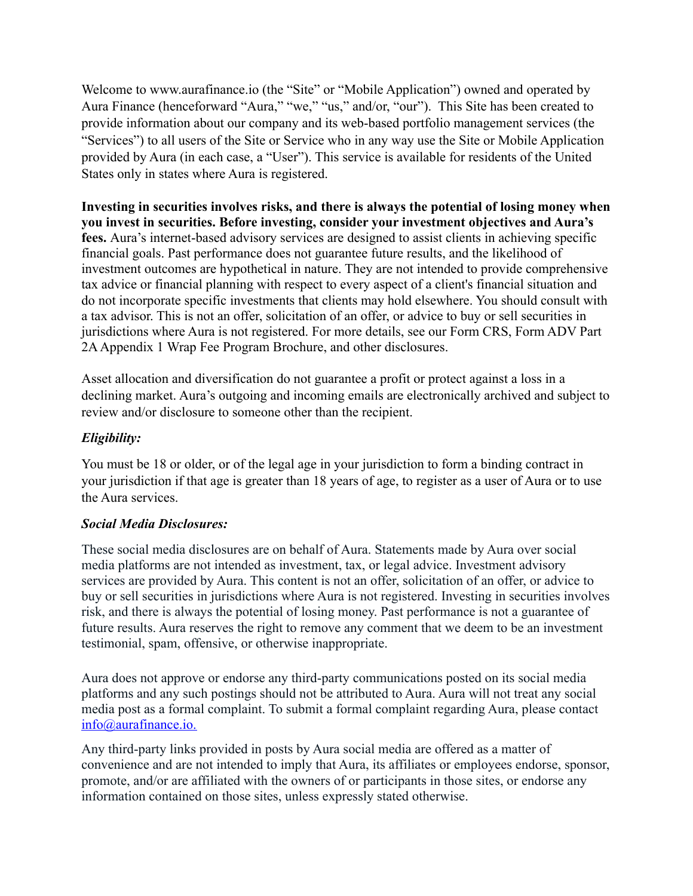Welcome to www.aurafinance.io (the "Site" or "Mobile Application") owned and operated by Aura Finance (henceforward "Aura," "we," "us," and/or, "our"). This Site has been created to provide information about our company and its web-based portfolio management services (the "Services") to all users of the Site or Service who in any way use the Site or Mobile Application provided by Aura (in each case, a "User"). This service is available for residents of the United States only in states where Aura is registered.

**Investing in securities involves risks, and there is always the potential of losing money when you invest in securities. Before investing, consider your investment objectives and Aura's fees.** Aura's internet-based advisory services are designed to assist clients in achieving specific financial goals. Past performance does not guarantee future results, and the likelihood of investment outcomes are hypothetical in nature. They are not intended to provide comprehensive tax advice or financial planning with respect to every aspect of a client's financial situation and do not incorporate specific investments that clients may hold elsewhere. You should consult with a tax advisor. This is not an offer, solicitation of an offer, or advice to buy or sell securities in jurisdictions where Aura is not registered. For more details, see our Form CRS, Form ADV Part 2A Appendix 1 Wrap Fee Program Brochure, and other disclosures.

Asset allocation and diversification do not guarantee a profit or protect against a loss in a declining market. Aura's outgoing and incoming emails are electronically archived and subject to review and/or disclosure to someone other than the recipient.

***Eligibility:***

You must be 18 or older, or of the legal age in your jurisdiction to form a binding contract in your jurisdiction if that age is greater than 18 years of age, to register as a user of Aura or to use the Aura services.

***Social Media Disclosures:***

These social media disclosures are on behalf of Aura. Statements made by Aura over social media platforms are not intended as investment, tax, or legal advice. Investment advisory services are provided by Aura. This content is not an offer, solicitation of an offer, or advice to buy or sell securities in jurisdictions where Aura is not registered. Investing in securities involves risk, and there is always the potential of losing money. Past performance is not a guarantee of future results. Aura reserves the right to remove any comment that we deem to be an investment testimonial, spam, offensive, or otherwise inappropriate.

Aura does not approve or endorse any third-party communications posted on its social media platforms and any such postings should not be attributed to Aura. Aura will not treat any social media post as a formal complaint. To submit a formal complaint regarding Aura, please contact info@aurafinance.io.

Any third-party links provided in posts by Aura social media are offered as a matter of convenience and are not intended to imply that Aura, its affiliates or employees endorse, sponsor, promote, and/or are affiliated with the owners of or participants in those sites, or endorse any information contained on those sites, unless expressly stated otherwise.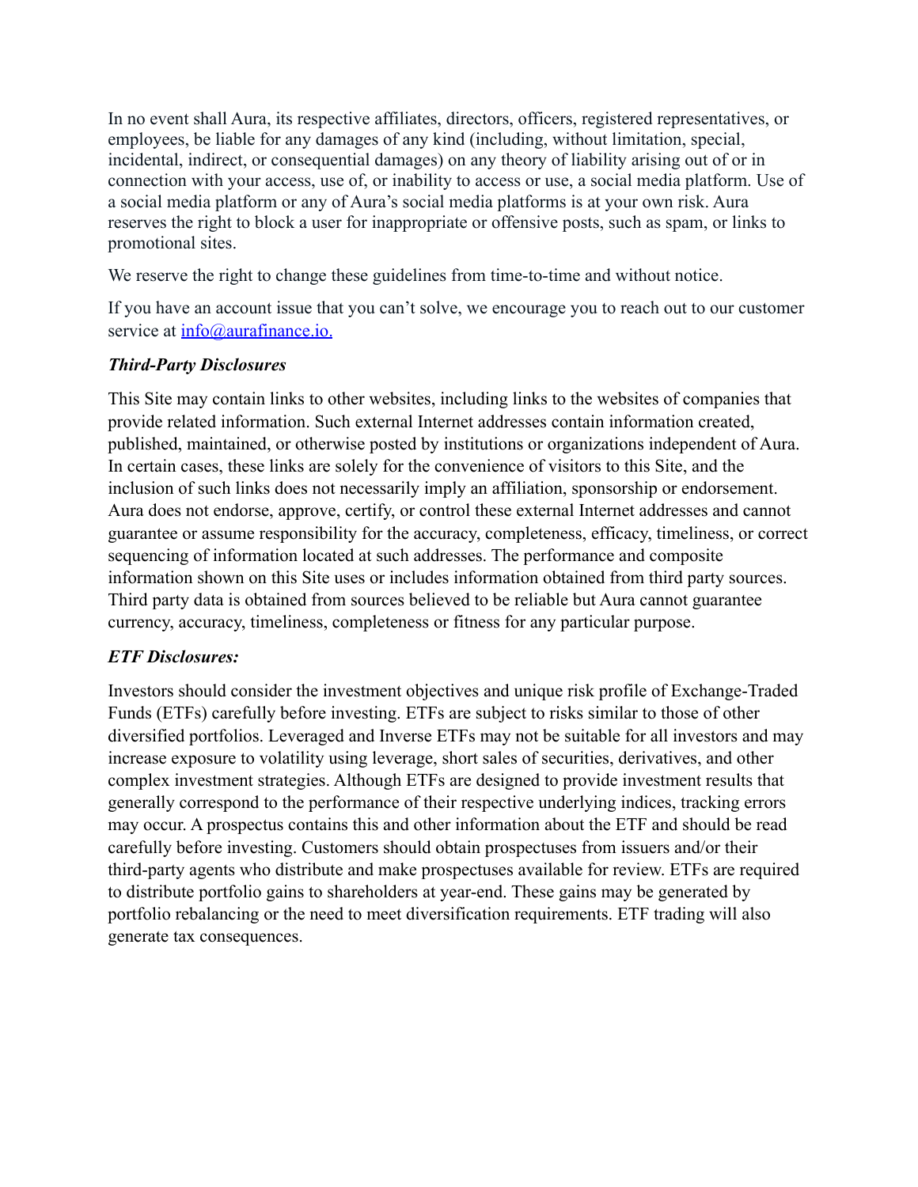In no event shall Aura, its respective affiliates, directors, officers, registered representatives, or employees, be liable for any damages of any kind (including, without limitation, special, incidental, indirect, or consequential damages) on any theory of liability arising out of or in connection with your access, use of, or inability to access or use, a social media platform. Use of a social media platform or any of Aura's social media platforms is at your own risk. Aura reserves the right to block a user for inappropriate or offensive posts, such as spam, or links to promotional sites.

We reserve the right to change these guidelines from time-to-time and without notice.

If you have an account issue that you can't solve, we encourage you to reach out to our customer service at [info@aurafinance.io.](mailto:info@aurafinance.io)

***Third-Party Disclosures***

This Site may contain links to other websites, including links to the websites of companies that provide related information. Such external Internet addresses contain information created, published, maintained, or otherwise posted by institutions or organizations independent of Aura. In certain cases, these links are solely for the convenience of visitors to this Site, and the inclusion of such links does not necessarily imply an affiliation, sponsorship or endorsement. Aura does not endorse, approve, certify, or control these external Internet addresses and cannot guarantee or assume responsibility for the accuracy, completeness, efficacy, timeliness, or correct sequencing of information located at such addresses. The performance and composite information shown on this Site uses or includes information obtained from third party sources. Third party data is obtained from sources believed to be reliable but Aura cannot guarantee currency, accuracy, timeliness, completeness or fitness for any particular purpose.

***ETF Disclosures:***

Investors should consider the investment objectives and unique risk profile of Exchange-Traded Funds (ETFs) carefully before investing. ETFs are subject to risks similar to those of other diversified portfolios. Leveraged and Inverse ETFs may not be suitable for all investors and may increase exposure to volatility using leverage, short sales of securities, derivatives, and other complex investment strategies. Although ETFs are designed to provide investment results that generally correspond to the performance of their respective underlying indices, tracking errors may occur. A prospectus contains this and other information about the ETF and should be read carefully before investing. Customers should obtain prospectuses from issuers and/or their third-party agents who distribute and make prospectuses available for review. ETFs are required to distribute portfolio gains to shareholders at year-end. These gains may be generated by portfolio rebalancing or the need to meet diversification requirements. ETF trading will also generate tax consequences.